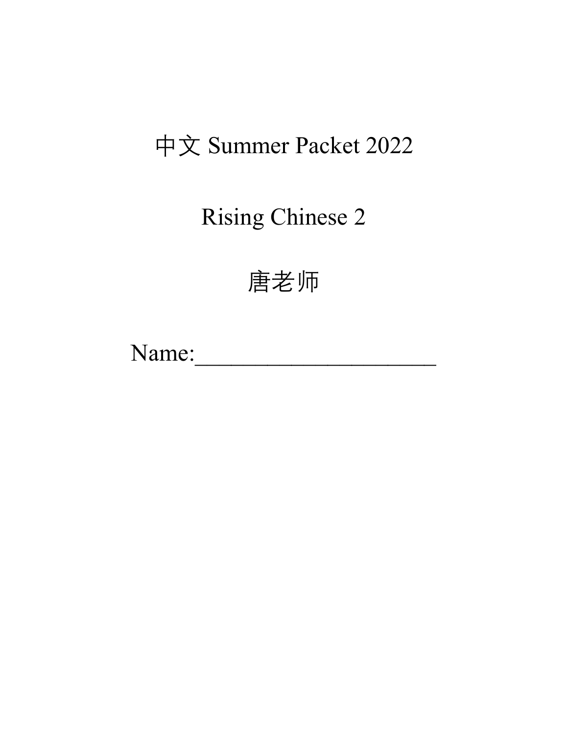# 中文 Summer Packet 2022

## Rising Chinese 2

## 唐老师

Name:_____________________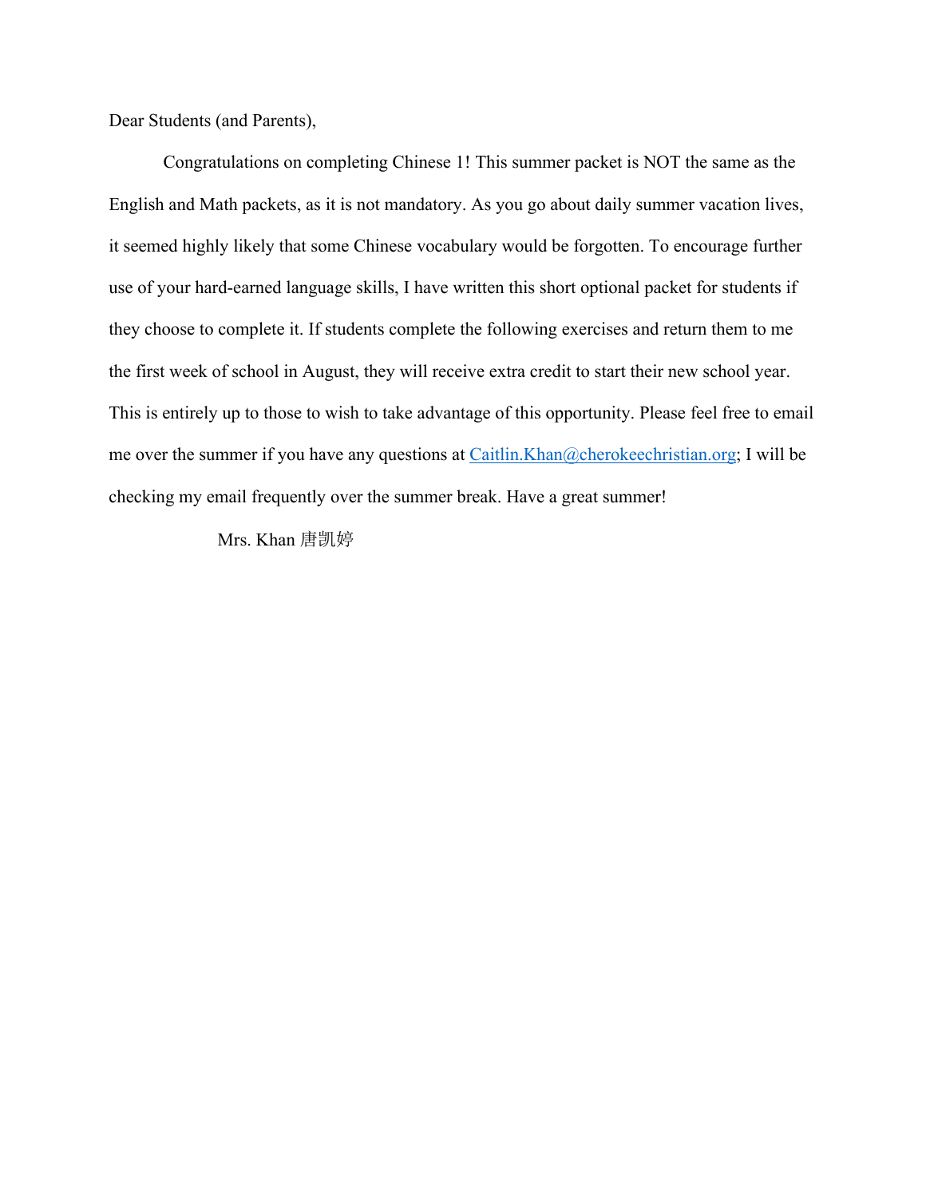Dear Students (and Parents),

Congratulations on completing Chinese 1! This summer packet is NOT the same as the English and Math packets, as it is not mandatory. As you go about daily summer vacation lives, it seemed highly likely that some Chinese vocabulary would be forgotten. To encourage further use of your hard-earned language skills, I have written this short optional packet for students if they choose to complete it. If students complete the following exercises and return them to me the first week of school in August, they will receive extra credit to start their new school year. This is entirely up to those to wish to take advantage of this opportunity. Please feel free to email me over the summer if you have any questions at Caitlin.Khan@cherokeechristian.org; I will be checking my email frequently over the summer break. Have a great summer!

Mrs. Khan 唐凯婷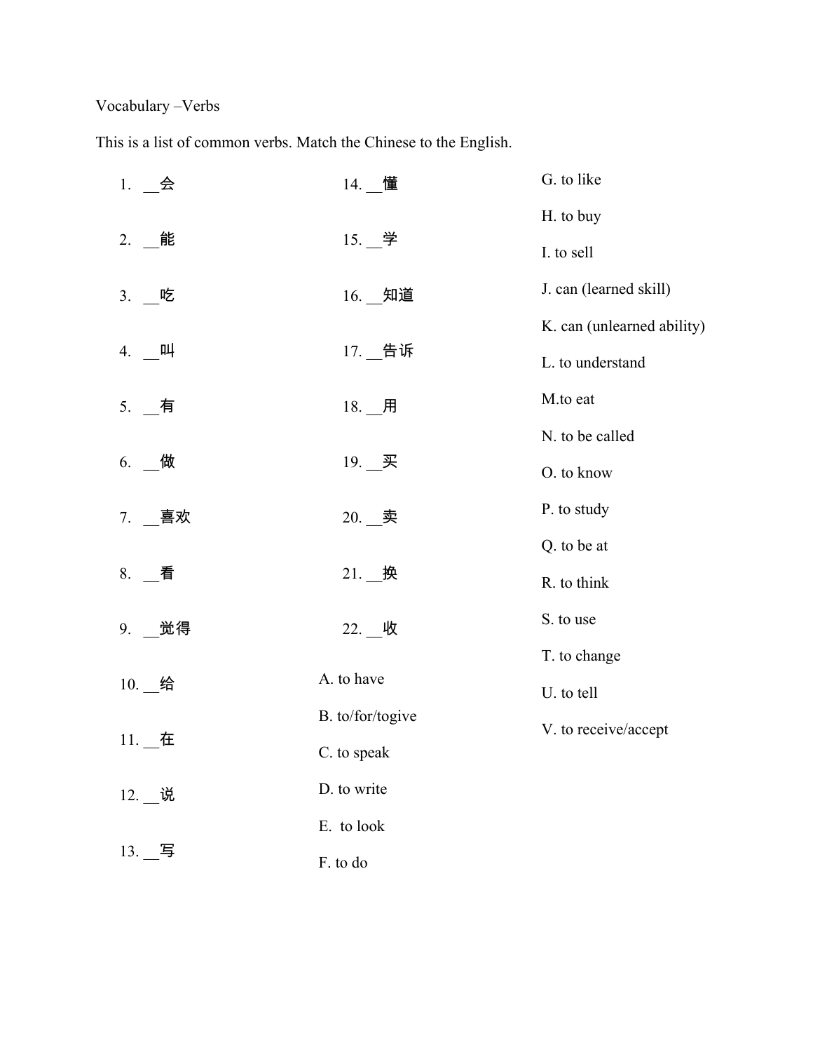Vocabulary –Verbs

This is a list of common verbs. Match the Chinese to the English.

1. __会
2. __能
3. __吃
4. __叫
5. __有
6. __做
7. __喜欢
8. __看
9. __觉得
10. __给
11. __在
12. __说
13. __写
14. __懂
15. __学
16. __知道
17. __告诉
18. __用
19. __买
20. __卖
21. __换
22. __收

A. to have

B. to/for/togive

C. to speak

D. to write

E. to look

F. to do

G. to like

H. to buy

I. to sell

J. can (learned skill)

K. can (unlearned ability)

L. to understand

M.to eat

N. to be called

O. to know

P. to study

Q. to be at

R. to think

S. to use

T. to change

U. to tell

V. to receive/accept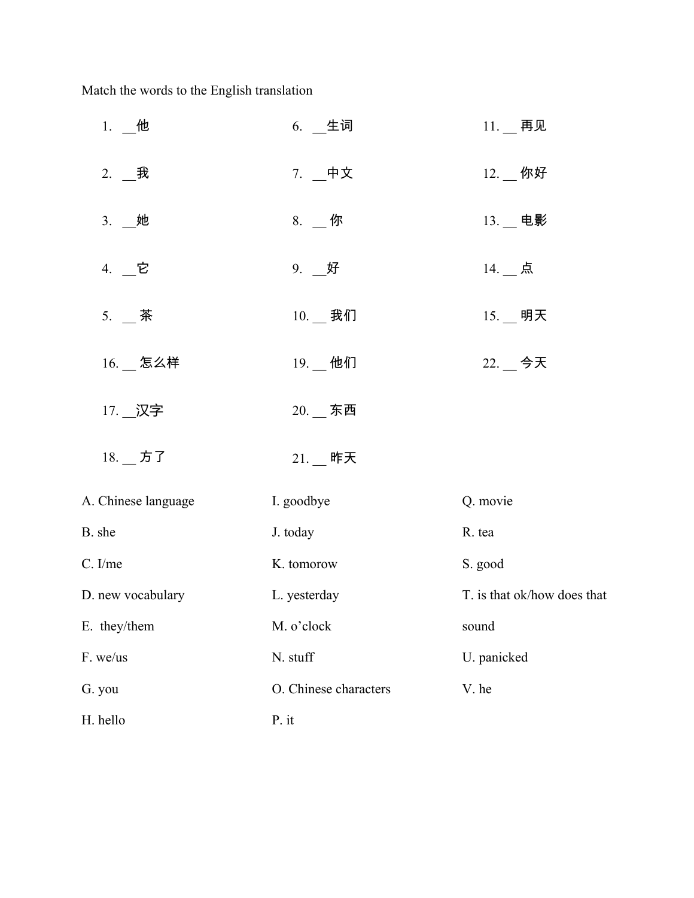Match the words to the English translation

1. __他
2. __我
3. __她
4. __它
5. __ 茶
6. __生词
7. __中文
8. __ 你
9. __好
10. __ 我们
11. __ 再见
12. __ 你好
13. __ 电影
14. __ 点
15. __ 明天
16. __ 怎么样
17. __汉字
18. __ 方了
19. __ 他们
20. __ 东西
21. __ 昨天
22. __ 今天

A. Chinese language
B. she
C. I/me
D. new vocabulary
E. they/them
F. we/us
G. you
H. hello
I. goodbye
J. today
K. tomorow
L. yesterday
M. o'clock
N. stuff
O. Chinese characters
P. it
Q. movie
R. tea
S. good
T. is that ok/how does that sound
U. panicked
V. he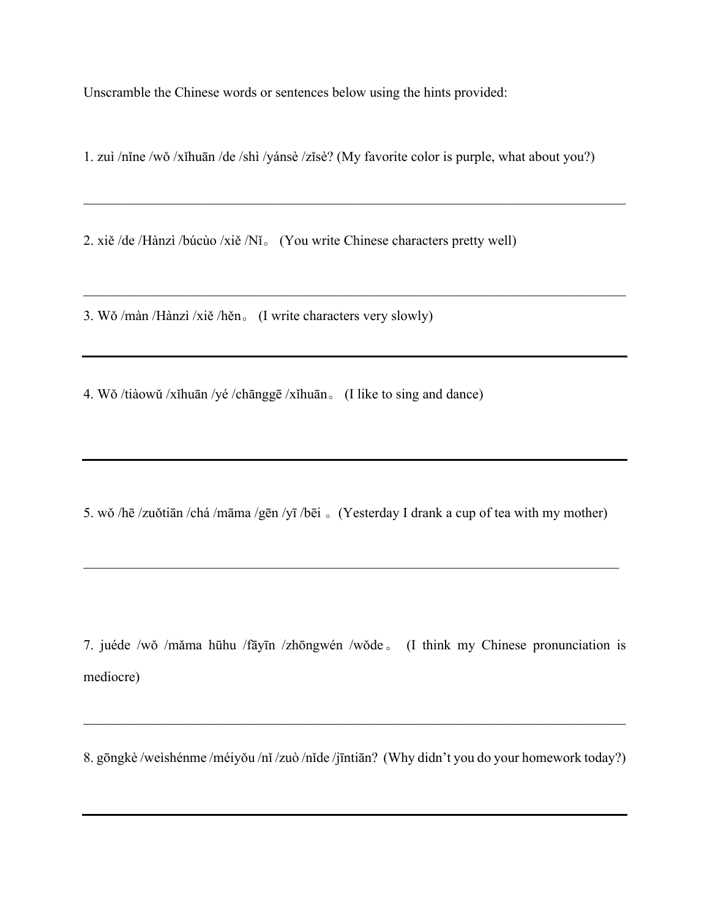Unscramble the Chinese words or sentences below using the hints provided:

1. zuì /nǐne /wǒ /xǐhuān /de /shì /yánsè /zǐsè? (My favorite color is purple, what about you?)

---

2. xiě /de /Hànzì /búcùo /xiě /Nǐ。 (You write Chinese characters pretty well)

---

3. Wǒ /màn /Hànzì /xiě /hěn。 (I write characters very slowly)

---

4. Wǒ /tiàowǔ /xǐhuān /yé /chānggē /xǐhuān。 (I like to sing and dance)

---

5. wǒ /hē /zuǒtiān /chá /māma /gēn /yī /bēi 。(Yesterday I drank a cup of tea with my mother)

---

7. juéde /wǒ /mǎma hūhu /fāyīn /zhōngwén /wǒde。 (I think my Chinese pronunciation is mediocre)

---

8. gōngkè /weìshénme /méiyǒu /nǐ /zuò /nǐde /jīntiān? (Why didn't you do your homework today?)

---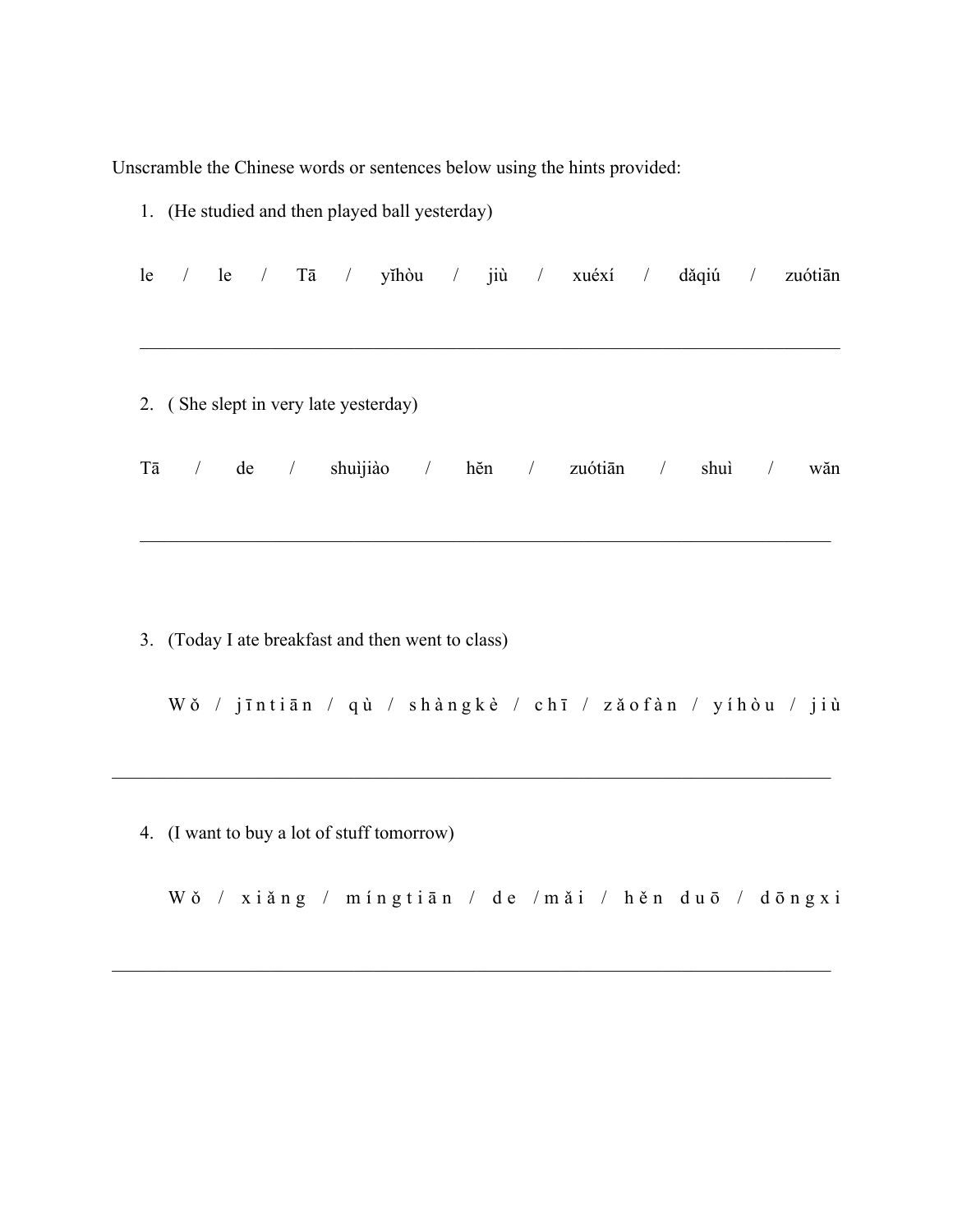Unscramble the Chinese words or sentences below using the hints provided:

1. (He studied and then played ball yesterday)

le / le / Tā / yǐhòu / jiù / xuéxí / dǎqiú / zuótiān

______________________________________________________________________________

2. ( She slept in very late yesterday)

Tā / de / shuìjiào / hěn / zuótiān / shuì / wǎn

______________________________________________________________________________

3. (Today I ate breakfast and then went to class)

Wǒ / jīntiān / qù / shàngkè / chī / zǎofàn / yíhòu / jiù

______________________________________________________________________________

4. (I want to buy a lot of stuff tomorrow)

Wǒ / xiǎng / míngtiān / de / mǎi / hěn duō / dōngxi

______________________________________________________________________________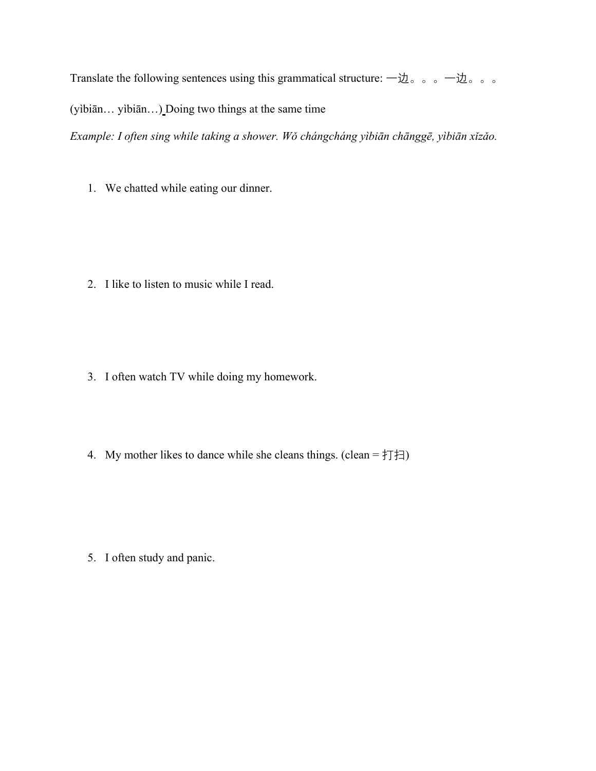Translate the following sentences using this grammatical structure: 一边。。。一边。。。

(yìbiān… yìbiān…) Doing two things at the same time

*Example: I often sing while taking a shower. Wǒ chángcháng yìbiān chānggē, yìbiān xǐzǎo.*

1. We chatted while eating our dinner.

2. I like to listen to music while I read.

3. I often watch TV while doing my homework.

4. My mother likes to dance while she cleans things. (clean = 打扫)

5. I often study and panic.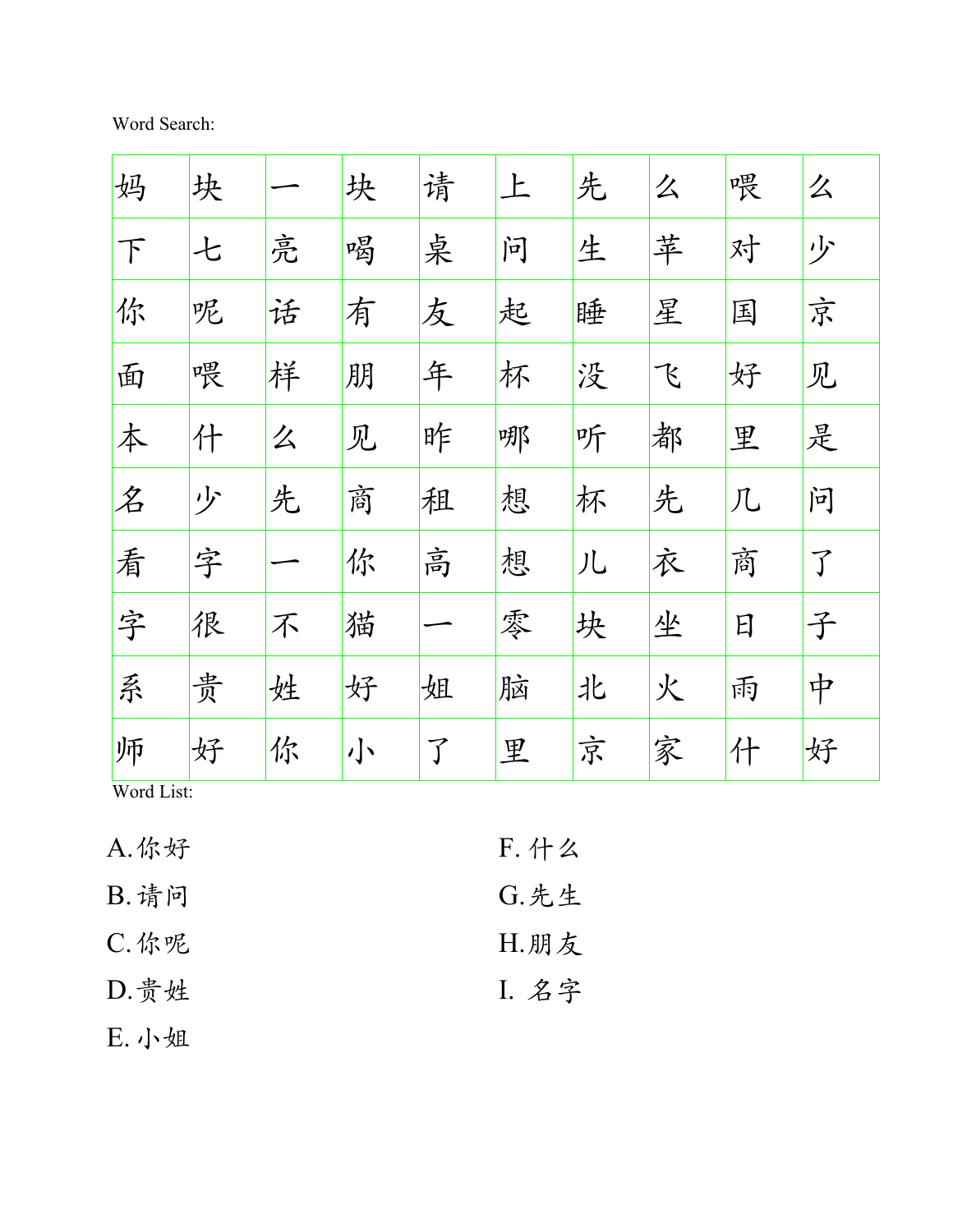Word Search:

| | | | | | | | | | |
|---|---|---|---|---|---|---|---|---|---|
| 妈 | 块 | 一 | 块 | 请 | 上 | 先 | 么 | 喂 | 么 |
| 下 | 七 | 亮 | 喝 | 桌 | 问 | 生 | 苹 | 对 | 少 |
| 你 | 呢 | 话 | 有 | 友 | 起 | 睡 | 星 | 国 | 京 |
| 面 | 喂 | 样 | 朋 | 年 | 杯 | 没 | 飞 | 好 | 见 |
| 本 | 什 | 么 | 见 | 昨 | 哪 | 听 | 都 | 里 | 是 |
| 名 | 少 | 先 | 商 | 租 | 想 | 杯 | 先 | 几 | 问 |
| 看 | 字 | 一 | 你 | 高 | 想 | 儿 | 衣 | 商 | 了 |
| 字 | 很 | 不 | 猫 | 一 | 零 | 块 | 坐 | 日 | 子 |
| 系 | 贵 | 姓 | 好 | 姐 | 脑 | 北 | 火 | 雨 | 中 |
| 师 | 好 | 你 | 小 | 了 | 里 | 京 | 家 | 什 | 好 |

Word List:

A. 你好

B. 请问

C. 你呢

D. 贵姓

E. 小姐

F. 什么

G. 先生

H. 朋友

I. 名字